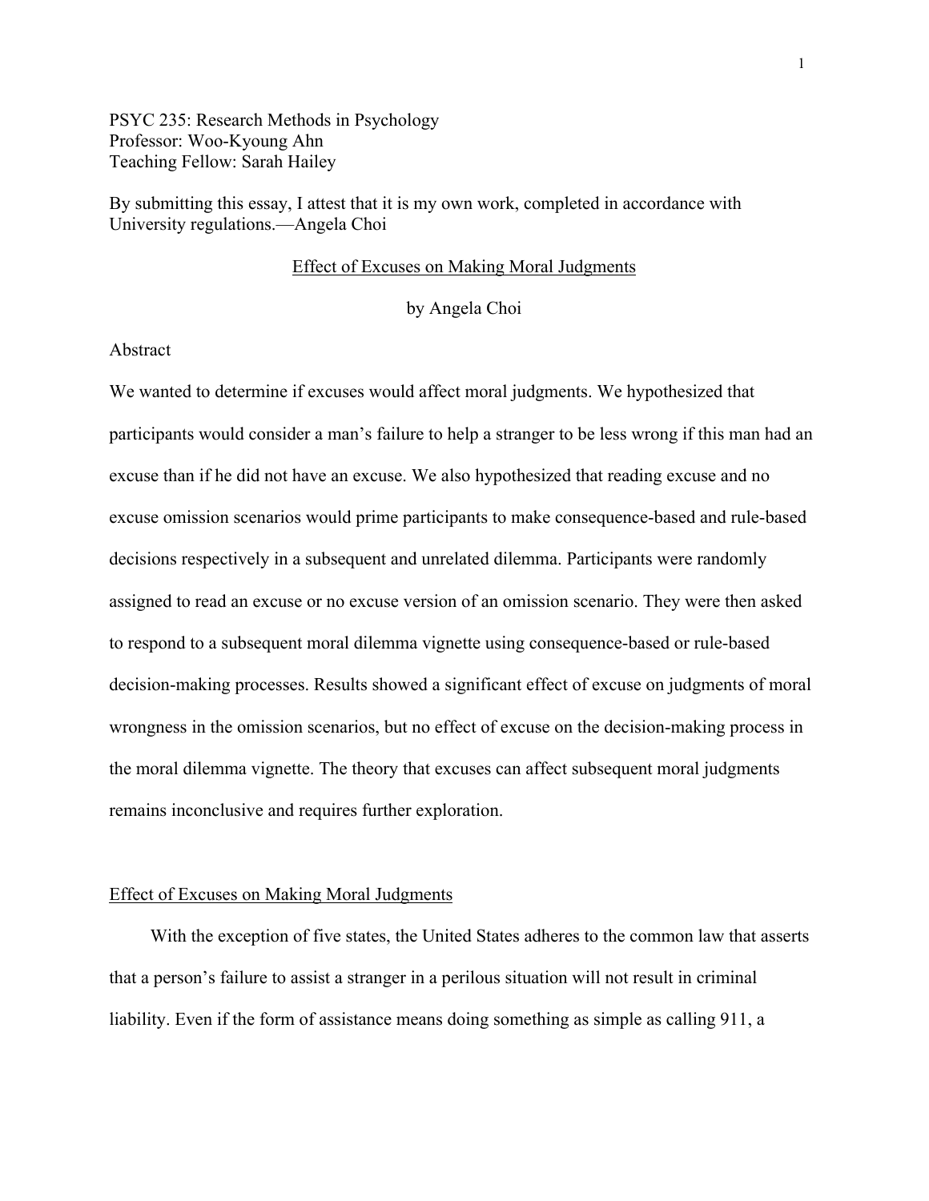PSYC 235: Research Methods in Psychology
Professor: Woo-Kyoung Ahn
Teaching Fellow: Sarah Hailey

By submitting this essay, I attest that it is my own work, completed in accordance with University regulations.—Angela Choi

# Effect of Excuses on Making Moral Judgments

by Angela Choi

## Abstract

We wanted to determine if excuses would affect moral judgments. We hypothesized that participants would consider a man's failure to help a stranger to be less wrong if this man had an excuse than if he did not have an excuse. We also hypothesized that reading excuse and no excuse omission scenarios would prime participants to make consequence-based and rule-based decisions respectively in a subsequent and unrelated dilemma. Participants were randomly assigned to read an excuse or no excuse version of an omission scenario. They were then asked to respond to a subsequent moral dilemma vignette using consequence-based or rule-based decision-making processes. Results showed a significant effect of excuse on judgments of moral wrongness in the omission scenarios, but no effect of excuse on the decision-making process in the moral dilemma vignette. The theory that excuses can affect subsequent moral judgments remains inconclusive and requires further exploration.

## Effect of Excuses on Making Moral Judgments

With the exception of five states, the United States adheres to the common law that asserts that a person's failure to assist a stranger in a perilous situation will not result in criminal liability. Even if the form of assistance means doing something as simple as calling 911, a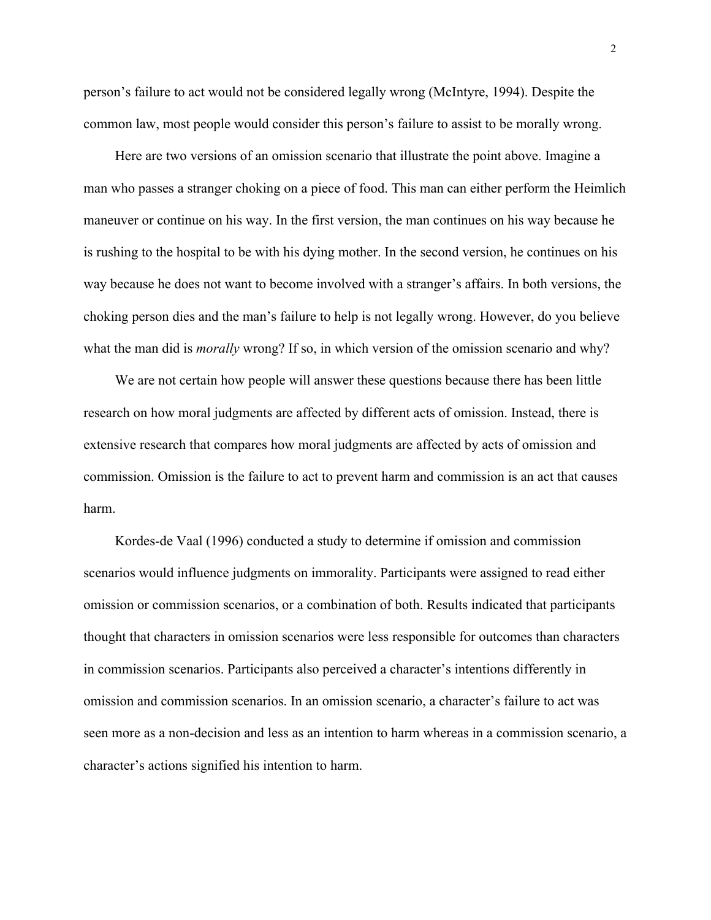person's failure to act would not be considered legally wrong (McIntyre, 1994). Despite the common law, most people would consider this person's failure to assist to be morally wrong.

Here are two versions of an omission scenario that illustrate the point above. Imagine a man who passes a stranger choking on a piece of food. This man can either perform the Heimlich maneuver or continue on his way. In the first version, the man continues on his way because he is rushing to the hospital to be with his dying mother. In the second version, he continues on his way because he does not want to become involved with a stranger's affairs. In both versions, the choking person dies and the man's failure to help is not legally wrong. However, do you believe what the man did is *morally* wrong? If so, in which version of the omission scenario and why?

We are not certain how people will answer these questions because there has been little research on how moral judgments are affected by different acts of omission. Instead, there is extensive research that compares how moral judgments are affected by acts of omission and commission. Omission is the failure to act to prevent harm and commission is an act that causes harm.

Kordes-de Vaal (1996) conducted a study to determine if omission and commission scenarios would influence judgments on immorality. Participants were assigned to read either omission or commission scenarios, or a combination of both. Results indicated that participants thought that characters in omission scenarios were less responsible for outcomes than characters in commission scenarios. Participants also perceived a character's intentions differently in omission and commission scenarios. In an omission scenario, a character's failure to act was seen more as a non-decision and less as an intention to harm whereas in a commission scenario, a character's actions signified his intention to harm.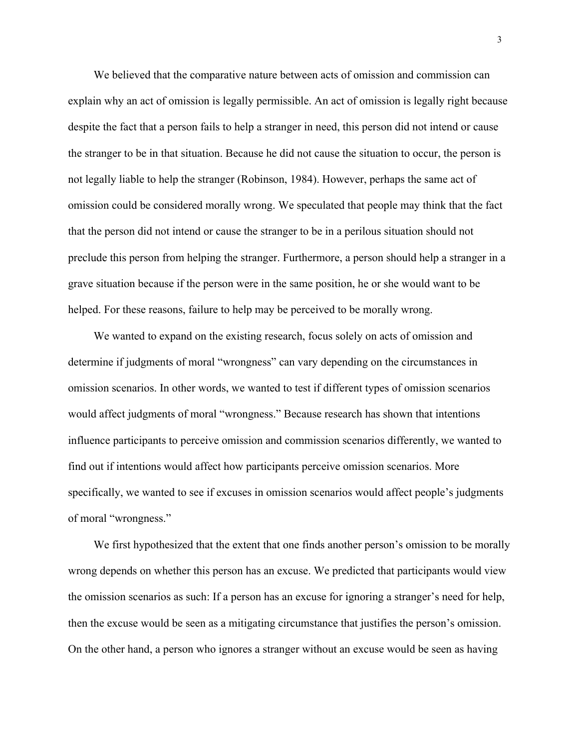We believed that the comparative nature between acts of omission and commission can explain why an act of omission is legally permissible. An act of omission is legally right because despite the fact that a person fails to help a stranger in need, this person did not intend or cause the stranger to be in that situation. Because he did not cause the situation to occur, the person is not legally liable to help the stranger (Robinson, 1984). However, perhaps the same act of omission could be considered morally wrong. We speculated that people may think that the fact that the person did not intend or cause the stranger to be in a perilous situation should not preclude this person from helping the stranger. Furthermore, a person should help a stranger in a grave situation because if the person were in the same position, he or she would want to be helped. For these reasons, failure to help may be perceived to be morally wrong.

We wanted to expand on the existing research, focus solely on acts of omission and determine if judgments of moral "wrongness" can vary depending on the circumstances in omission scenarios. In other words, we wanted to test if different types of omission scenarios would affect judgments of moral "wrongness." Because research has shown that intentions influence participants to perceive omission and commission scenarios differently, we wanted to find out if intentions would affect how participants perceive omission scenarios. More specifically, we wanted to see if excuses in omission scenarios would affect people's judgments of moral "wrongness."

We first hypothesized that the extent that one finds another person's omission to be morally wrong depends on whether this person has an excuse. We predicted that participants would view the omission scenarios as such: If a person has an excuse for ignoring a stranger's need for help, then the excuse would be seen as a mitigating circumstance that justifies the person's omission. On the other hand, a person who ignores a stranger without an excuse would be seen as having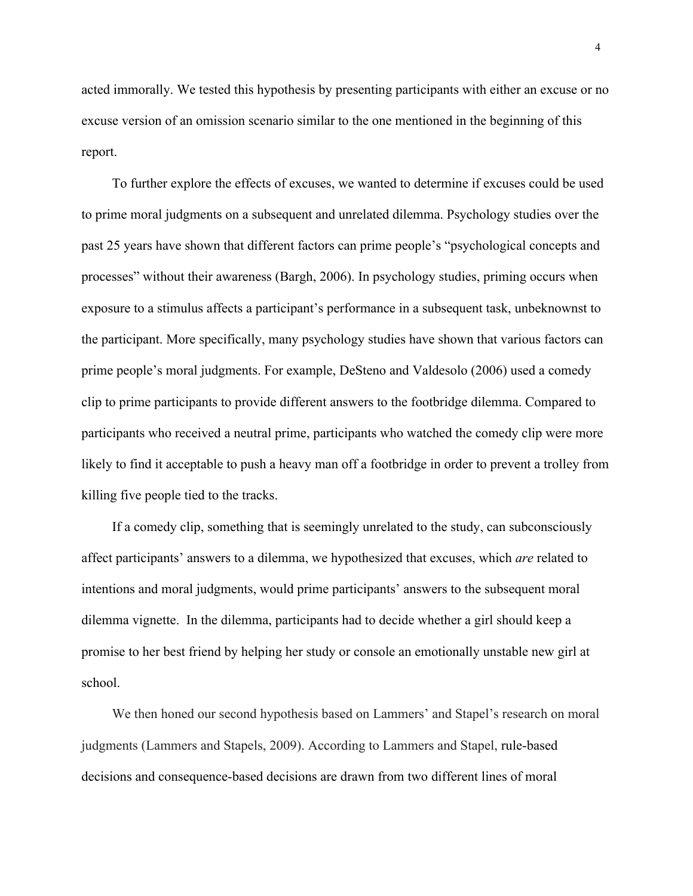acted immorally. We tested this hypothesis by presenting participants with either an excuse or no excuse version of an omission scenario similar to the one mentioned in the beginning of this report.

To further explore the effects of excuses, we wanted to determine if excuses could be used to prime moral judgments on a subsequent and unrelated dilemma. Psychology studies over the past 25 years have shown that different factors can prime people's "psychological concepts and processes" without their awareness (Bargh, 2006). In psychology studies, priming occurs when exposure to a stimulus affects a participant's performance in a subsequent task, unbeknownst to the participant. More specifically, many psychology studies have shown that various factors can prime people's moral judgments. For example, DeSteno and Valdesolo (2006) used a comedy clip to prime participants to provide different answers to the footbridge dilemma. Compared to participants who received a neutral prime, participants who watched the comedy clip were more likely to find it acceptable to push a heavy man off a footbridge in order to prevent a trolley from killing five people tied to the tracks.

If a comedy clip, something that is seemingly unrelated to the study, can subconsciously affect participants' answers to a dilemma, we hypothesized that excuses, which *are* related to intentions and moral judgments, would prime participants' answers to the subsequent moral dilemma vignette. In the dilemma, participants had to decide whether a girl should keep a promise to her best friend by helping her study or console an emotionally unstable new girl at school.

We then honed our second hypothesis based on Lammers' and Stapel's research on moral judgments (Lammers and Stapels, 2009). According to Lammers and Stapel, rule-based decisions and consequence-based decisions are drawn from two different lines of moral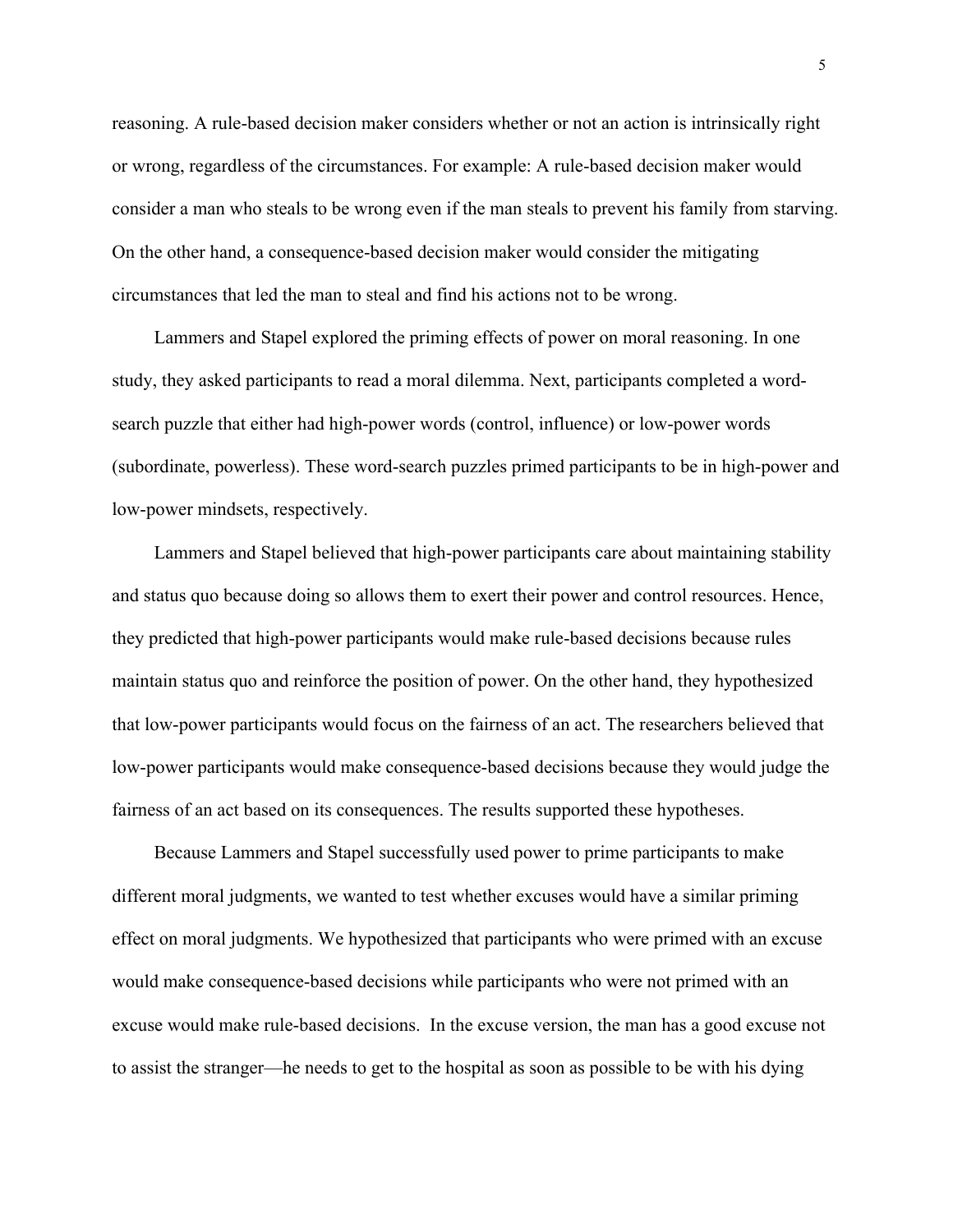reasoning. A rule-based decision maker considers whether or not an action is intrinsically right or wrong, regardless of the circumstances. For example: A rule-based decision maker would consider a man who steals to be wrong even if the man steals to prevent his family from starving. On the other hand, a consequence-based decision maker would consider the mitigating circumstances that led the man to steal and find his actions not to be wrong.

Lammers and Stapel explored the priming effects of power on moral reasoning. In one study, they asked participants to read a moral dilemma. Next, participants completed a word-search puzzle that either had high-power words (control, influence) or low-power words (subordinate, powerless). These word-search puzzles primed participants to be in high-power and low-power mindsets, respectively.

Lammers and Stapel believed that high-power participants care about maintaining stability and status quo because doing so allows them to exert their power and control resources. Hence, they predicted that high-power participants would make rule-based decisions because rules maintain status quo and reinforce the position of power. On the other hand, they hypothesized that low-power participants would focus on the fairness of an act. The researchers believed that low-power participants would make consequence-based decisions because they would judge the fairness of an act based on its consequences. The results supported these hypotheses.

Because Lammers and Stapel successfully used power to prime participants to make different moral judgments, we wanted to test whether excuses would have a similar priming effect on moral judgments. We hypothesized that participants who were primed with an excuse would make consequence-based decisions while participants who were not primed with an excuse would make rule-based decisions. In the excuse version, the man has a good excuse not to assist the stranger—he needs to get to the hospital as soon as possible to be with his dying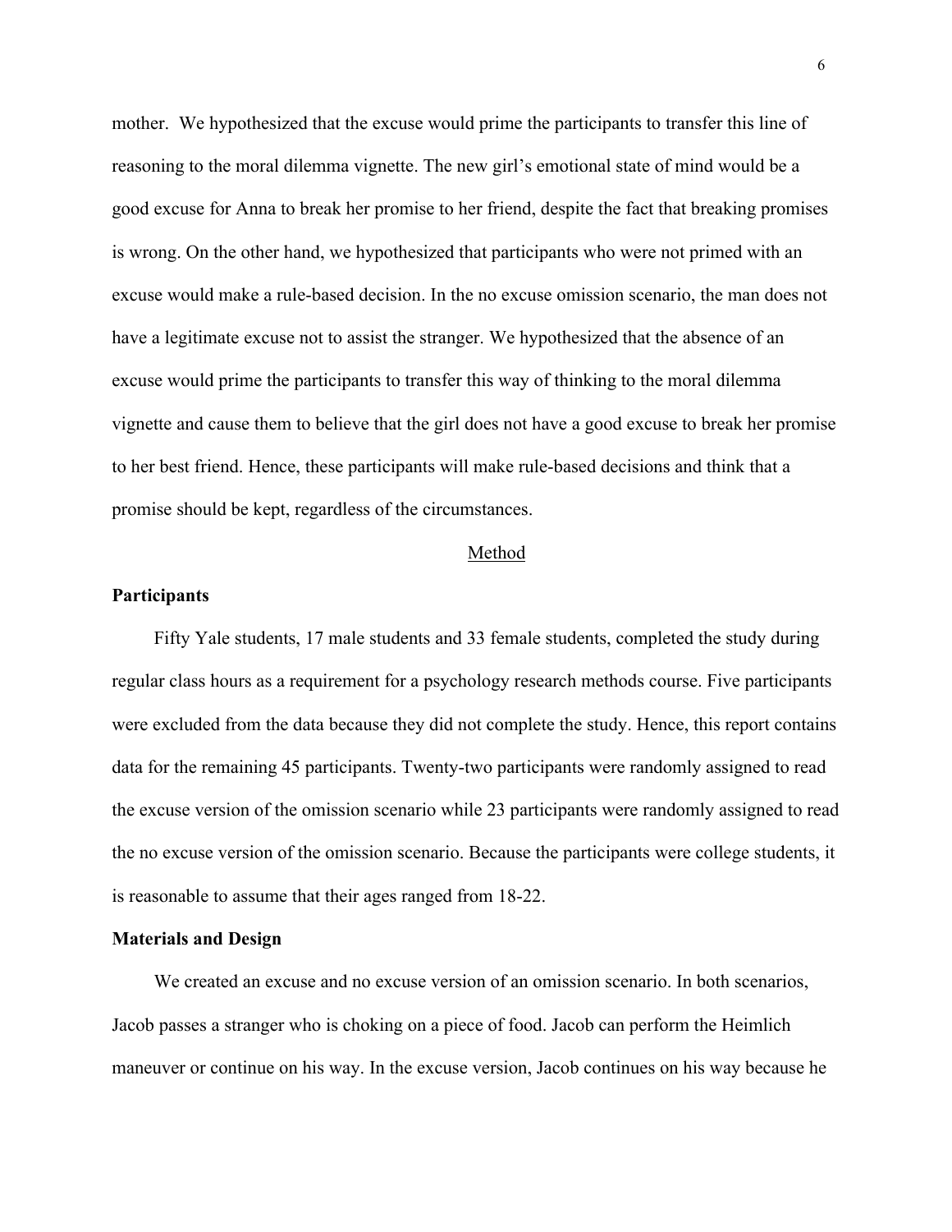mother. We hypothesized that the excuse would prime the participants to transfer this line of reasoning to the moral dilemma vignette. The new girl's emotional state of mind would be a good excuse for Anna to break her promise to her friend, despite the fact that breaking promises is wrong. On the other hand, we hypothesized that participants who were not primed with an excuse would make a rule-based decision. In the no excuse omission scenario, the man does not have a legitimate excuse not to assist the stranger. We hypothesized that the absence of an excuse would prime the participants to transfer this way of thinking to the moral dilemma vignette and cause them to believe that the girl does not have a good excuse to break her promise to her best friend. Hence, these participants will make rule-based decisions and think that a promise should be kept, regardless of the circumstances.

## Method

### Participants

Fifty Yale students, 17 male students and 33 female students, completed the study during regular class hours as a requirement for a psychology research methods course. Five participants were excluded from the data because they did not complete the study. Hence, this report contains data for the remaining 45 participants. Twenty-two participants were randomly assigned to read the excuse version of the omission scenario while 23 participants were randomly assigned to read the no excuse version of the omission scenario. Because the participants were college students, it is reasonable to assume that their ages ranged from 18-22.

### Materials and Design

We created an excuse and no excuse version of an omission scenario. In both scenarios, Jacob passes a stranger who is choking on a piece of food. Jacob can perform the Heimlich maneuver or continue on his way. In the excuse version, Jacob continues on his way because he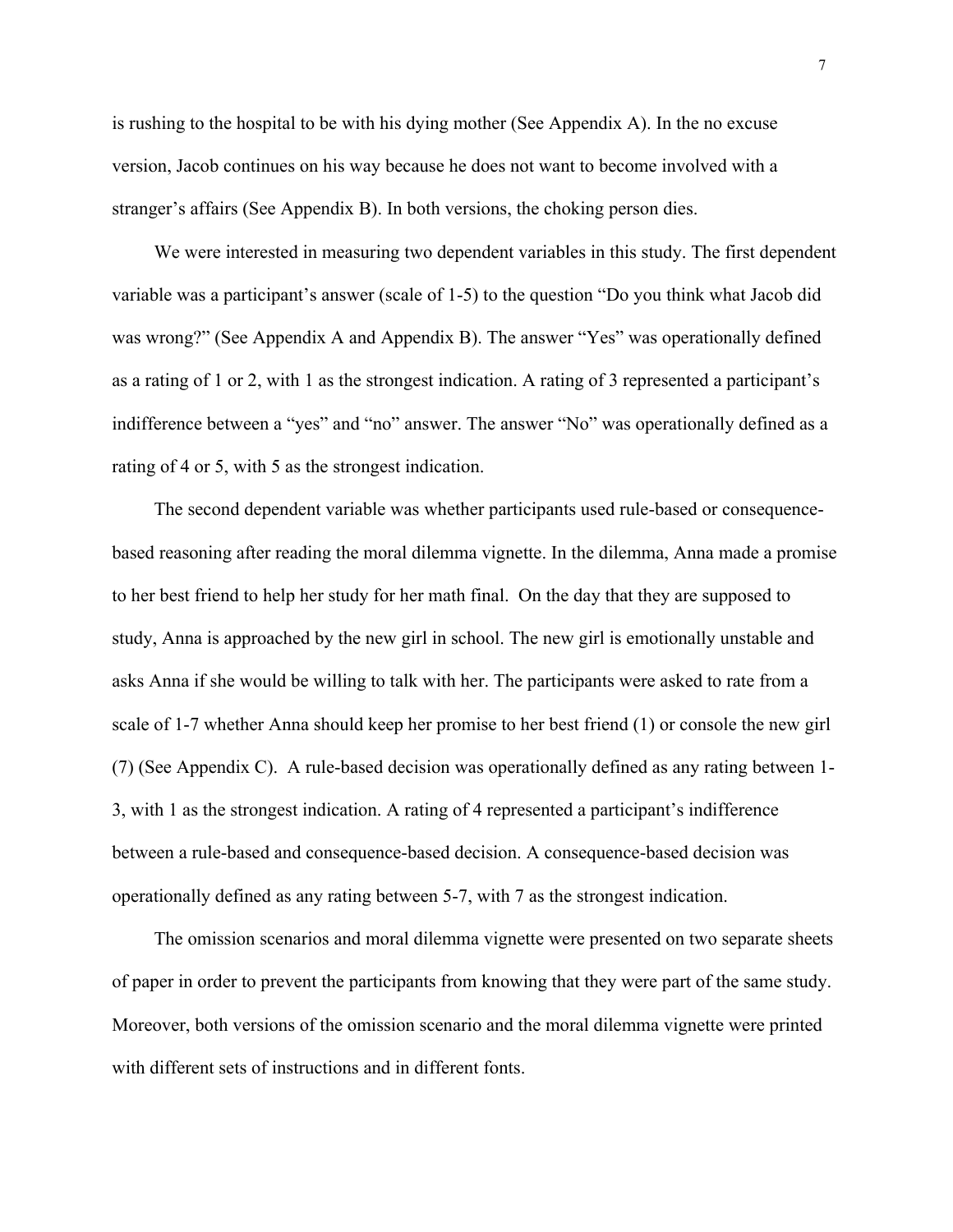is rushing to the hospital to be with his dying mother (See Appendix A). In the no excuse version, Jacob continues on his way because he does not want to become involved with a stranger's affairs (See Appendix B). In both versions, the choking person dies.

We were interested in measuring two dependent variables in this study. The first dependent variable was a participant's answer (scale of 1-5) to the question "Do you think what Jacob did was wrong?" (See Appendix A and Appendix B). The answer "Yes" was operationally defined as a rating of 1 or 2, with 1 as the strongest indication. A rating of 3 represented a participant's indifference between a "yes" and "no" answer. The answer "No" was operationally defined as a rating of 4 or 5, with 5 as the strongest indication.

The second dependent variable was whether participants used rule-based or consequence-based reasoning after reading the moral dilemma vignette. In the dilemma, Anna made a promise to her best friend to help her study for her math final. On the day that they are supposed to study, Anna is approached by the new girl in school. The new girl is emotionally unstable and asks Anna if she would be willing to talk with her. The participants were asked to rate from a scale of 1-7 whether Anna should keep her promise to her best friend (1) or console the new girl (7) (See Appendix C). A rule-based decision was operationally defined as any rating between 1-3, with 1 as the strongest indication. A rating of 4 represented a participant's indifference between a rule-based and consequence-based decision. A consequence-based decision was operationally defined as any rating between 5-7, with 7 as the strongest indication.

The omission scenarios and moral dilemma vignette were presented on two separate sheets of paper in order to prevent the participants from knowing that they were part of the same study. Moreover, both versions of the omission scenario and the moral dilemma vignette were printed with different sets of instructions and in different fonts.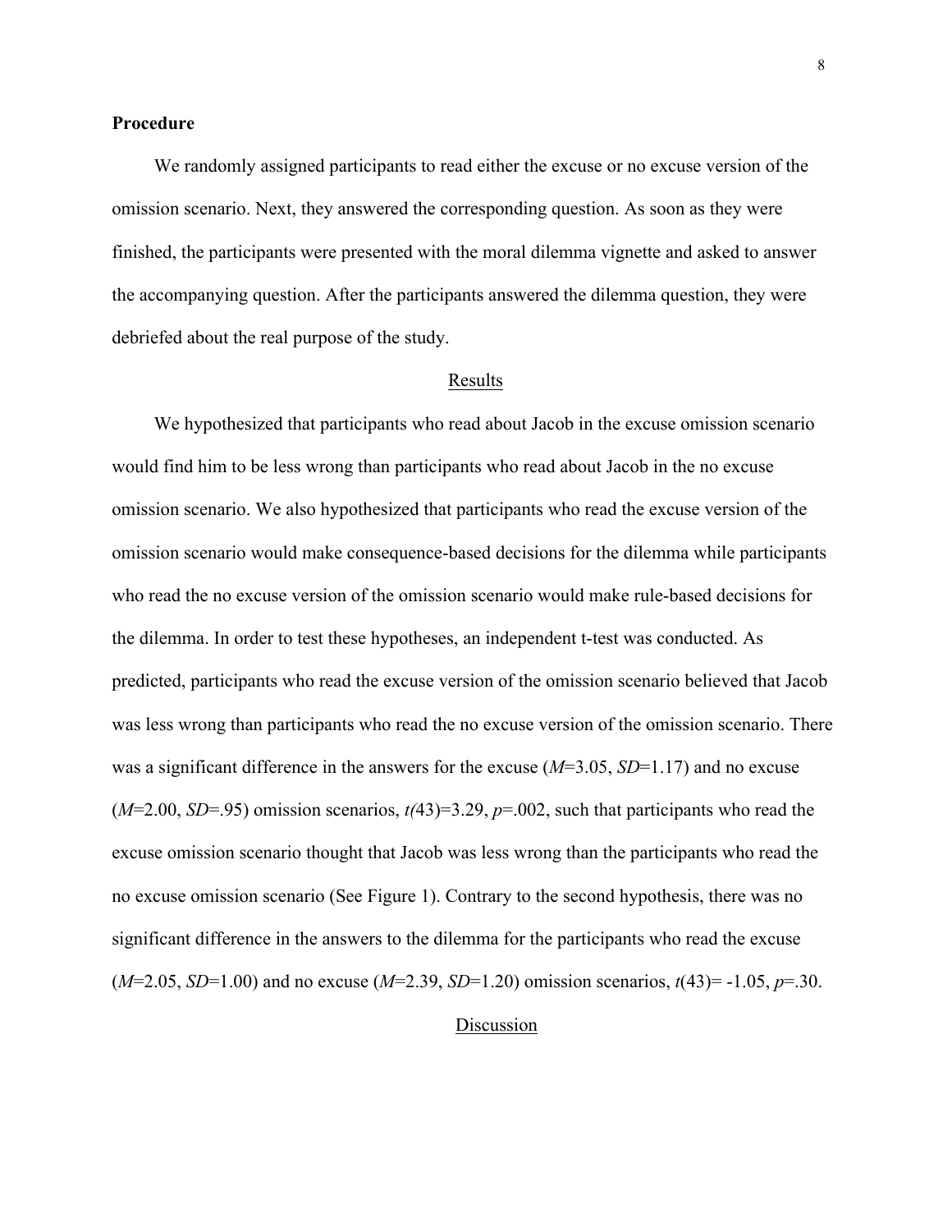**Procedure**

We randomly assigned participants to read either the excuse or no excuse version of the omission scenario. Next, they answered the corresponding question. As soon as they were finished, the participants were presented with the moral dilemma vignette and asked to answer the accompanying question. After the participants answered the dilemma question, they were debriefed about the real purpose of the study.

## Results

We hypothesized that participants who read about Jacob in the excuse omission scenario would find him to be less wrong than participants who read about Jacob in the no excuse omission scenario. We also hypothesized that participants who read the excuse version of the omission scenario would make consequence-based decisions for the dilemma while participants who read the no excuse version of the omission scenario would make rule-based decisions for the dilemma. In order to test these hypotheses, an independent t-test was conducted. As predicted, participants who read the excuse version of the omission scenario believed that Jacob was less wrong than participants who read the no excuse version of the omission scenario. There was a significant difference in the answers for the excuse ($M$=3.05, $SD$=1.17) and no excuse ($M$=2.00, $SD$=.95) omission scenarios, $t(43)$=3.29, $p$=.002, such that participants who read the excuse omission scenario thought that Jacob was less wrong than the participants who read the no excuse omission scenario (See Figure 1). Contrary to the second hypothesis, there was no significant difference in the answers to the dilemma for the participants who read the excuse ($M$=2.05, $SD$=1.00) and no excuse ($M$=2.39, $SD$=1.20) omission scenarios, $t(43)$= -1.05, $p$=.30.

## Discussion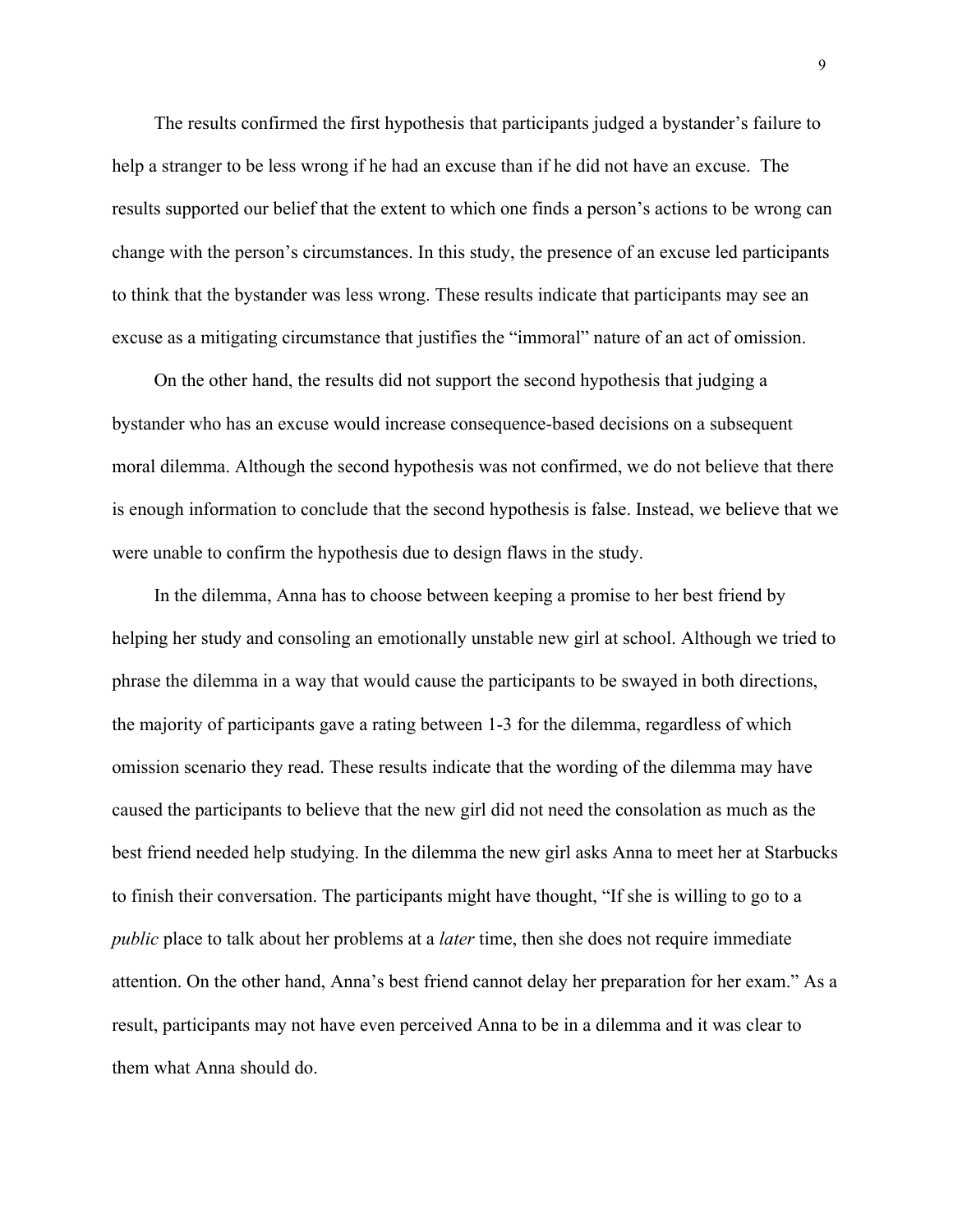The results confirmed the first hypothesis that participants judged a bystander's failure to help a stranger to be less wrong if he had an excuse than if he did not have an excuse. The results supported our belief that the extent to which one finds a person's actions to be wrong can change with the person's circumstances. In this study, the presence of an excuse led participants to think that the bystander was less wrong. These results indicate that participants may see an excuse as a mitigating circumstance that justifies the "immoral" nature of an act of omission.

On the other hand, the results did not support the second hypothesis that judging a bystander who has an excuse would increase consequence-based decisions on a subsequent moral dilemma. Although the second hypothesis was not confirmed, we do not believe that there is enough information to conclude that the second hypothesis is false. Instead, we believe that we were unable to confirm the hypothesis due to design flaws in the study.

In the dilemma, Anna has to choose between keeping a promise to her best friend by helping her study and consoling an emotionally unstable new girl at school. Although we tried to phrase the dilemma in a way that would cause the participants to be swayed in both directions, the majority of participants gave a rating between 1-3 for the dilemma, regardless of which omission scenario they read. These results indicate that the wording of the dilemma may have caused the participants to believe that the new girl did not need the consolation as much as the best friend needed help studying. In the dilemma the new girl asks Anna to meet her at Starbucks to finish their conversation. The participants might have thought, "If she is willing to go to a *public* place to talk about her problems at a *later* time, then she does not require immediate attention. On the other hand, Anna's best friend cannot delay her preparation for her exam." As a result, participants may not have even perceived Anna to be in a dilemma and it was clear to them what Anna should do.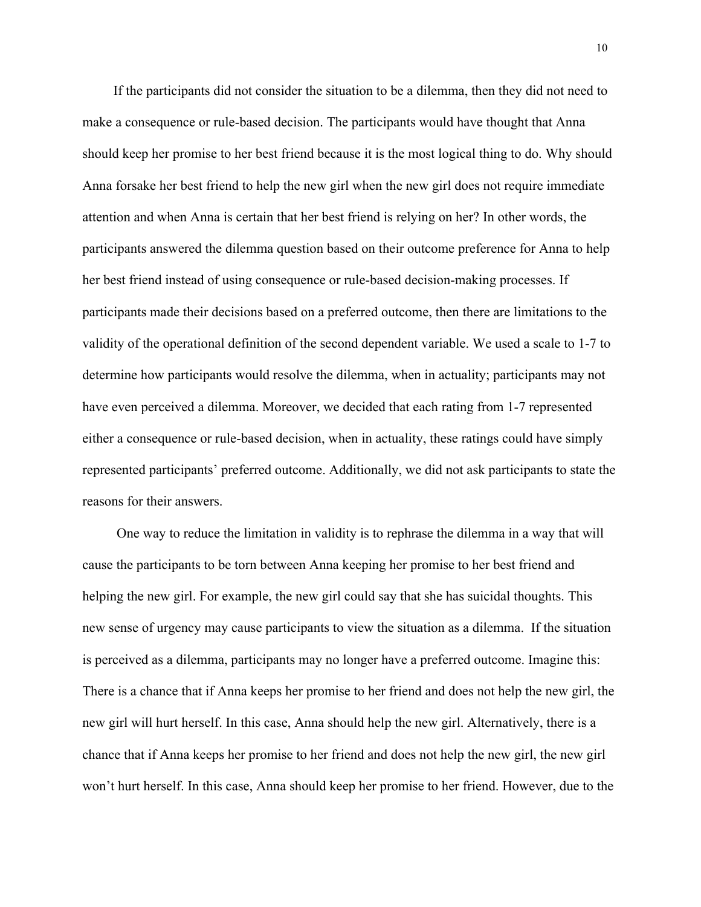If the participants did not consider the situation to be a dilemma, then they did not need to make a consequence or rule-based decision. The participants would have thought that Anna should keep her promise to her best friend because it is the most logical thing to do. Why should Anna forsake her best friend to help the new girl when the new girl does not require immediate attention and when Anna is certain that her best friend is relying on her? In other words, the participants answered the dilemma question based on their outcome preference for Anna to help her best friend instead of using consequence or rule-based decision-making processes. If participants made their decisions based on a preferred outcome, then there are limitations to the validity of the operational definition of the second dependent variable. We used a scale to 1-7 to determine how participants would resolve the dilemma, when in actuality; participants may not have even perceived a dilemma. Moreover, we decided that each rating from 1-7 represented either a consequence or rule-based decision, when in actuality, these ratings could have simply represented participants' preferred outcome. Additionally, we did not ask participants to state the reasons for their answers.

One way to reduce the limitation in validity is to rephrase the dilemma in a way that will cause the participants to be torn between Anna keeping her promise to her best friend and helping the new girl. For example, the new girl could say that she has suicidal thoughts. This new sense of urgency may cause participants to view the situation as a dilemma. If the situation is perceived as a dilemma, participants may no longer have a preferred outcome. Imagine this: There is a chance that if Anna keeps her promise to her friend and does not help the new girl, the new girl will hurt herself. In this case, Anna should help the new girl. Alternatively, there is a chance that if Anna keeps her promise to her friend and does not help the new girl, the new girl won't hurt herself. In this case, Anna should keep her promise to her friend. However, due to the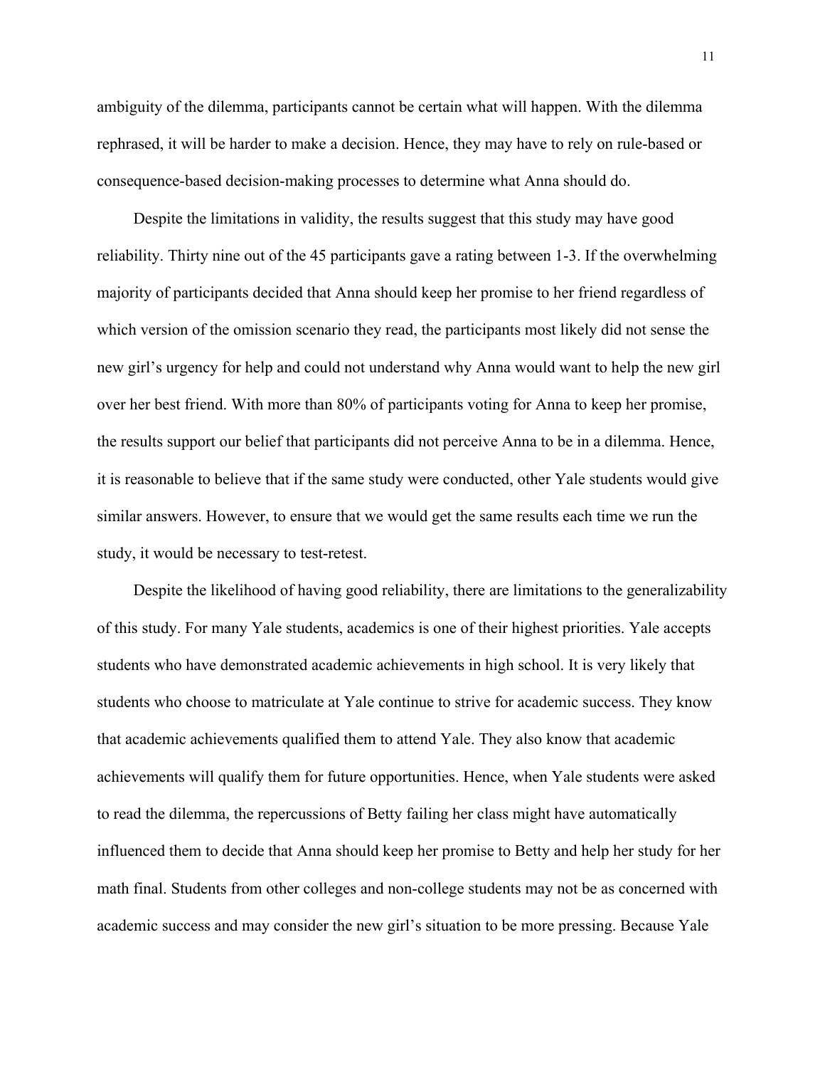ambiguity of the dilemma, participants cannot be certain what will happen. With the dilemma rephrased, it will be harder to make a decision. Hence, they may have to rely on rule-based or consequence-based decision-making processes to determine what Anna should do.

Despite the limitations in validity, the results suggest that this study may have good reliability. Thirty nine out of the 45 participants gave a rating between 1-3. If the overwhelming majority of participants decided that Anna should keep her promise to her friend regardless of which version of the omission scenario they read, the participants most likely did not sense the new girl's urgency for help and could not understand why Anna would want to help the new girl over her best friend. With more than 80% of participants voting for Anna to keep her promise, the results support our belief that participants did not perceive Anna to be in a dilemma. Hence, it is reasonable to believe that if the same study were conducted, other Yale students would give similar answers. However, to ensure that we would get the same results each time we run the study, it would be necessary to test-retest.

Despite the likelihood of having good reliability, there are limitations to the generalizability of this study. For many Yale students, academics is one of their highest priorities. Yale accepts students who have demonstrated academic achievements in high school. It is very likely that students who choose to matriculate at Yale continue to strive for academic success. They know that academic achievements qualified them to attend Yale. They also know that academic achievements will qualify them for future opportunities. Hence, when Yale students were asked to read the dilemma, the repercussions of Betty failing her class might have automatically influenced them to decide that Anna should keep her promise to Betty and help her study for her math final. Students from other colleges and non-college students may not be as concerned with academic success and may consider the new girl's situation to be more pressing. Because Yale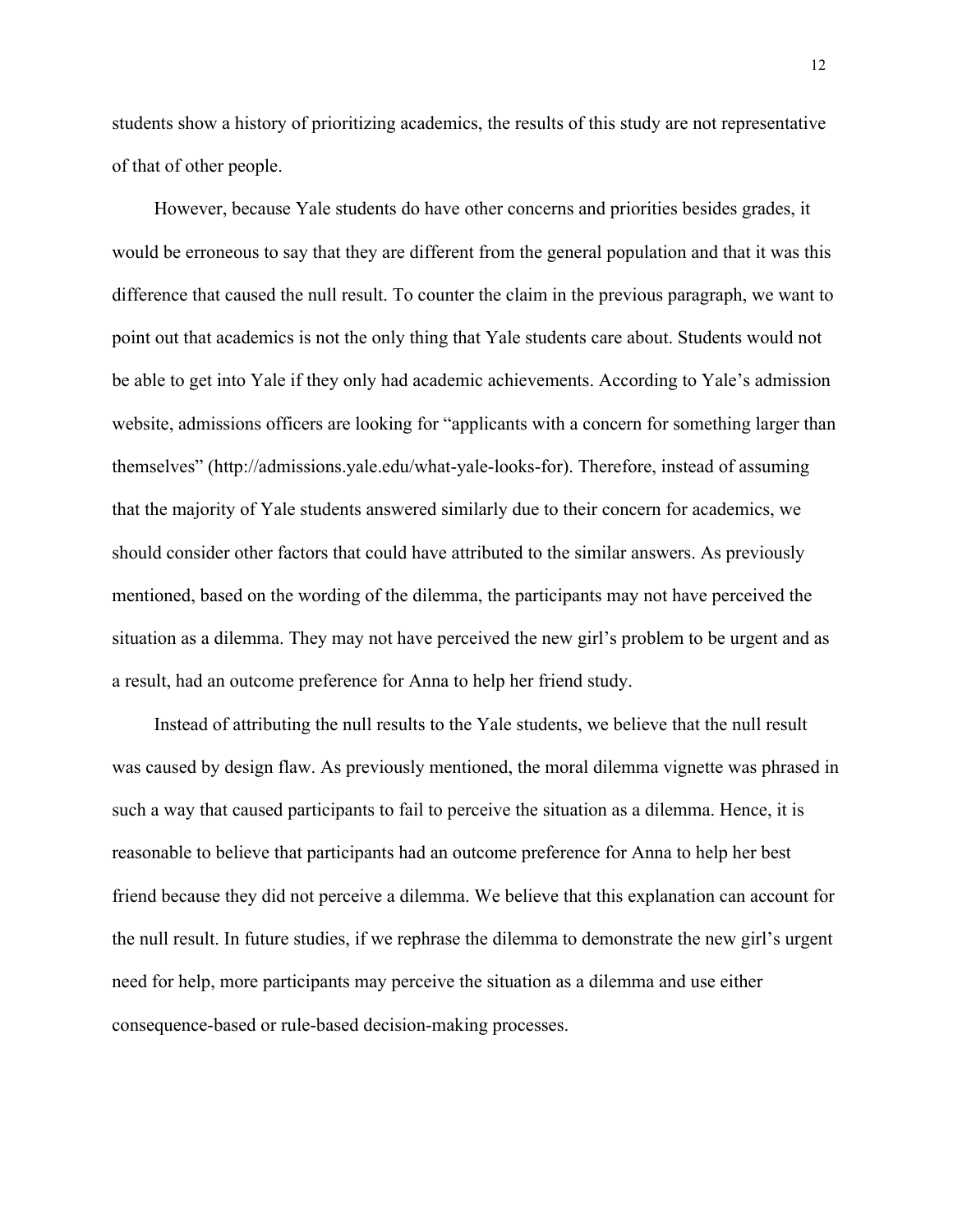students show a history of prioritizing academics, the results of this study are not representative of that of other people.

However, because Yale students do have other concerns and priorities besides grades, it would be erroneous to say that they are different from the general population and that it was this difference that caused the null result. To counter the claim in the previous paragraph, we want to point out that academics is not the only thing that Yale students care about. Students would not be able to get into Yale if they only had academic achievements. According to Yale's admission website, admissions officers are looking for "applicants with a concern for something larger than themselves" (http://admissions.yale.edu/what-yale-looks-for). Therefore, instead of assuming that the majority of Yale students answered similarly due to their concern for academics, we should consider other factors that could have attributed to the similar answers. As previously mentioned, based on the wording of the dilemma, the participants may not have perceived the situation as a dilemma. They may not have perceived the new girl's problem to be urgent and as a result, had an outcome preference for Anna to help her friend study.

Instead of attributing the null results to the Yale students, we believe that the null result was caused by design flaw. As previously mentioned, the moral dilemma vignette was phrased in such a way that caused participants to fail to perceive the situation as a dilemma. Hence, it is reasonable to believe that participants had an outcome preference for Anna to help her best friend because they did not perceive a dilemma. We believe that this explanation can account for the null result. In future studies, if we rephrase the dilemma to demonstrate the new girl's urgent need for help, more participants may perceive the situation as a dilemma and use either consequence-based or rule-based decision-making processes.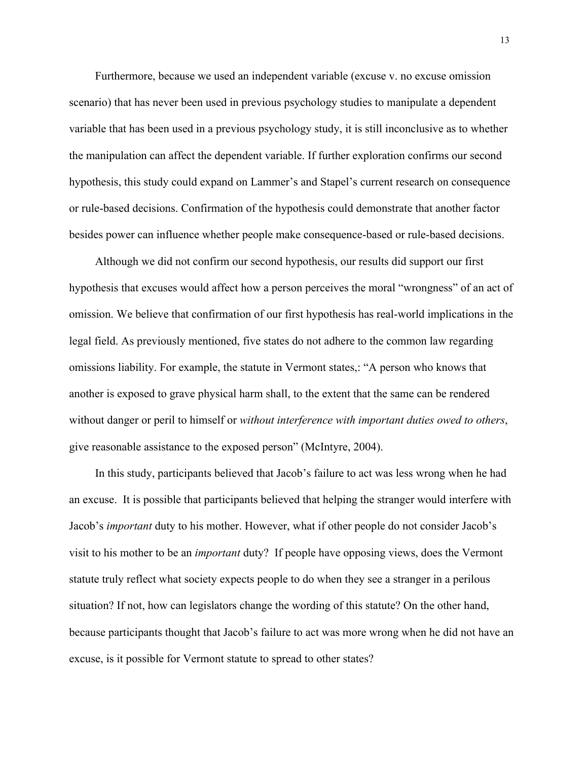Furthermore, because we used an independent variable (excuse v. no excuse omission scenario) that has never been used in previous psychology studies to manipulate a dependent variable that has been used in a previous psychology study, it is still inconclusive as to whether the manipulation can affect the dependent variable. If further exploration confirms our second hypothesis, this study could expand on Lammer's and Stapel's current research on consequence or rule-based decisions. Confirmation of the hypothesis could demonstrate that another factor besides power can influence whether people make consequence-based or rule-based decisions.

Although we did not confirm our second hypothesis, our results did support our first hypothesis that excuses would affect how a person perceives the moral "wrongness" of an act of omission. We believe that confirmation of our first hypothesis has real-world implications in the legal field. As previously mentioned, five states do not adhere to the common law regarding omissions liability. For example, the statute in Vermont states,: "A person who knows that another is exposed to grave physical harm shall, to the extent that the same can be rendered without danger or peril to himself or *without interference with important duties owed to others*, give reasonable assistance to the exposed person" (McIntyre, 2004).

In this study, participants believed that Jacob's failure to act was less wrong when he had an excuse. It is possible that participants believed that helping the stranger would interfere with Jacob's *important* duty to his mother. However, what if other people do not consider Jacob's visit to his mother to be an *important* duty? If people have opposing views, does the Vermont statute truly reflect what society expects people to do when they see a stranger in a perilous situation? If not, how can legislators change the wording of this statute? On the other hand, because participants thought that Jacob's failure to act was more wrong when he did not have an excuse, is it possible for Vermont statute to spread to other states?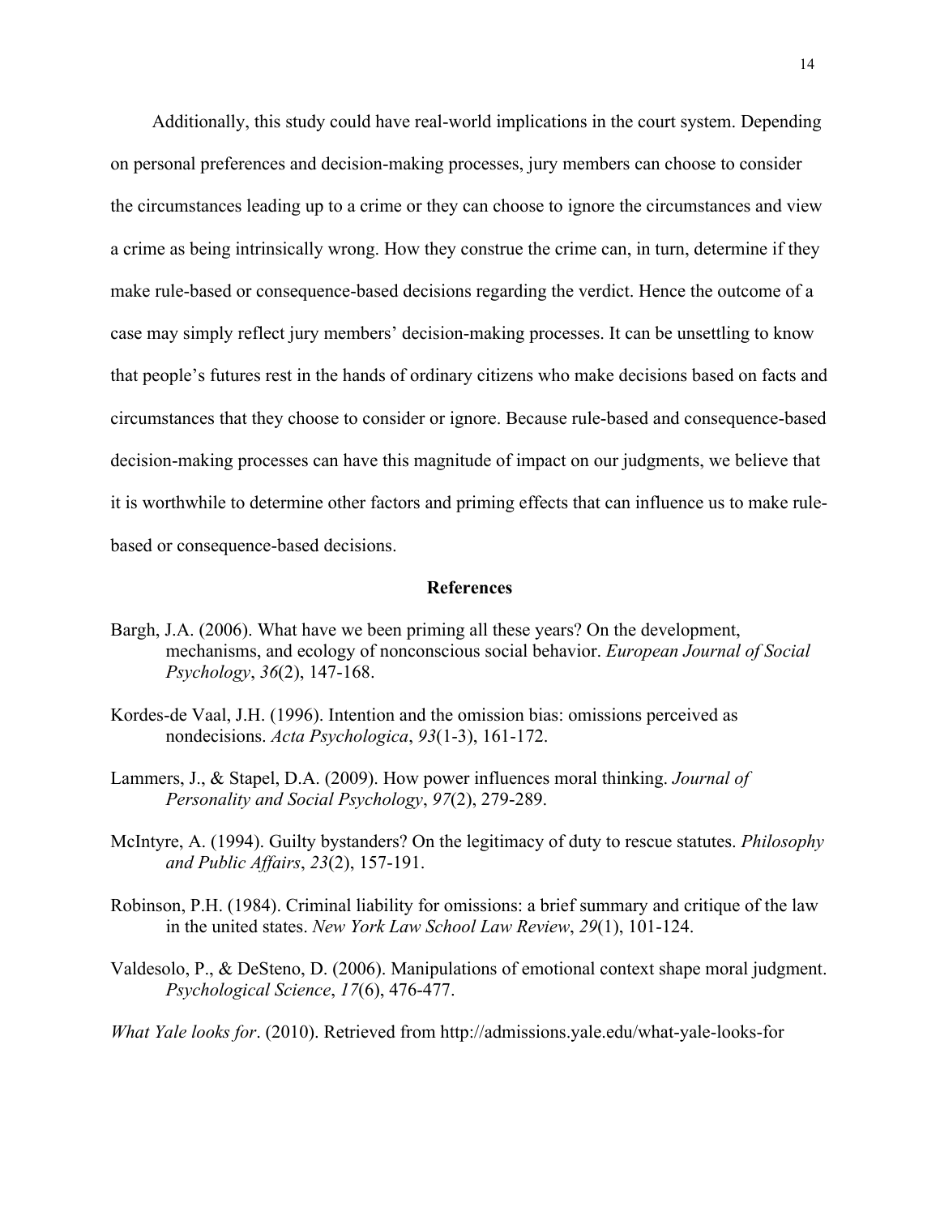Additionally, this study could have real-world implications in the court system. Depending on personal preferences and decision-making processes, jury members can choose to consider the circumstances leading up to a crime or they can choose to ignore the circumstances and view a crime as being intrinsically wrong. How they construe the crime can, in turn, determine if they make rule-based or consequence-based decisions regarding the verdict. Hence the outcome of a case may simply reflect jury members' decision-making processes. It can be unsettling to know that people's futures rest in the hands of ordinary citizens who make decisions based on facts and circumstances that they choose to consider or ignore. Because rule-based and consequence-based decision-making processes can have this magnitude of impact on our judgments, we believe that it is worthwhile to determine other factors and priming effects that can influence us to make rule-based or consequence-based decisions.

## References

Bargh, J.A. (2006). What have we been priming all these years? On the development, mechanisms, and ecology of nonconscious social behavior. *European Journal of Social Psychology*, *36*(2), 147-168.

Kordes-de Vaal, J.H. (1996). Intention and the omission bias: omissions perceived as nondecisions. *Acta Psychologica*, *93*(1-3), 161-172.

Lammers, J., & Stapel, D.A. (2009). How power influences moral thinking. *Journal of Personality and Social Psychology*, *97*(2), 279-289.

McIntyre, A. (1994). Guilty bystanders? On the legitimacy of duty to rescue statutes. *Philosophy and Public Affairs*, *23*(2), 157-191.

Robinson, P.H. (1984). Criminal liability for omissions: a brief summary and critique of the law in the united states. *New York Law School Law Review*, *29*(1), 101-124.

Valdesolo, P., & DeSteno, D. (2006). Manipulations of emotional context shape moral judgment. *Psychological Science*, *17*(6), 476-477.

*What Yale looks for*. (2010). Retrieved from http://admissions.yale.edu/what-yale-looks-for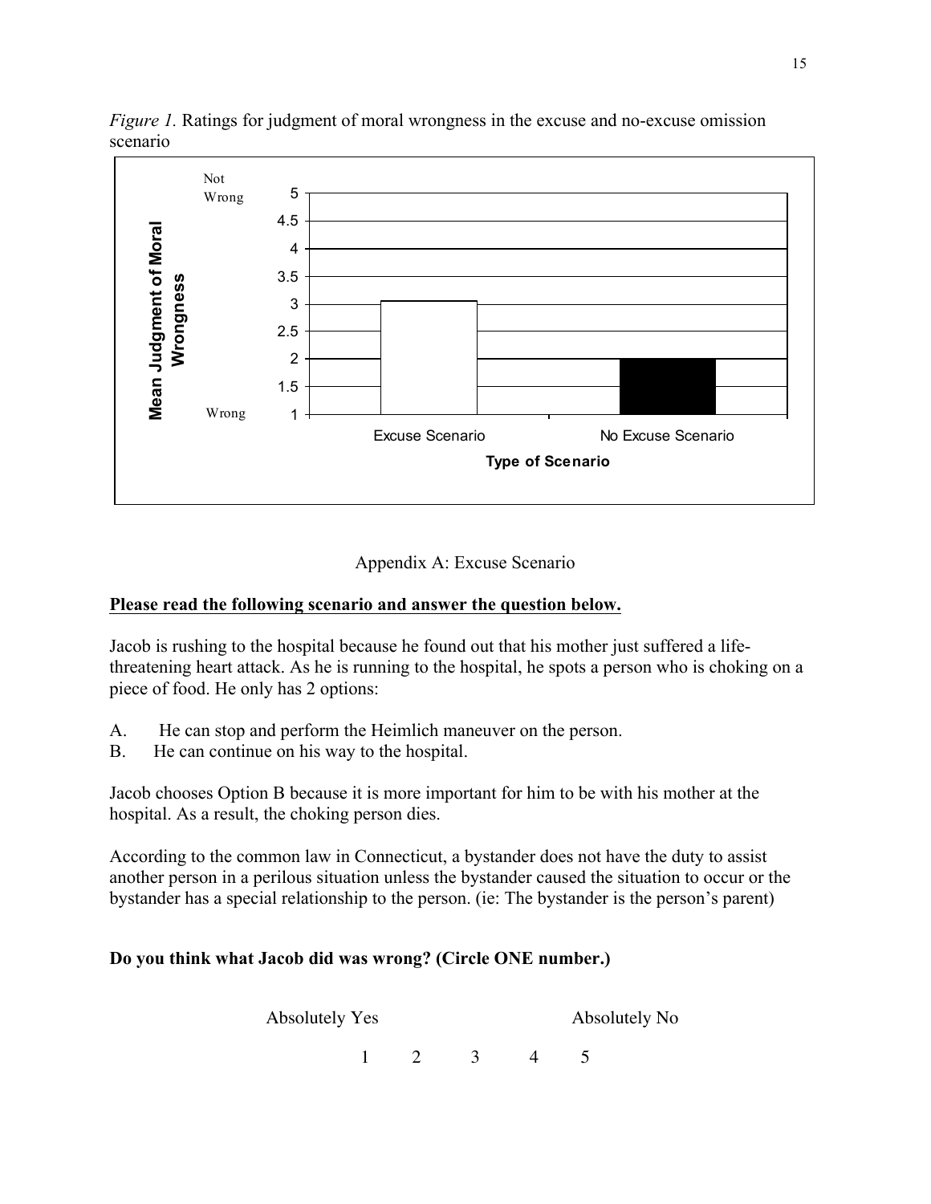*Figure 1.* Ratings for judgment of moral wrongness in the excuse and no-excuse omission scenario

Appendix A: Excuse Scenario

**<u>Please read the following scenario and answer the question below.</u>**

Jacob is rushing to the hospital because he found out that his mother just suffered a life-threatening heart attack. As he is running to the hospital, he spots a person who is choking on a piece of food. He only has 2 options:

A. He can stop and perform the Heimlich maneuver on the person.
B. He can continue on his way to the hospital.

Jacob chooses Option B because it is more important for him to be with his mother at the hospital. As a result, the choking person dies.

According to the common law in Connecticut, a bystander does not have the duty to assist another person in a perilous situation unless the bystander caused the situation to occur or the bystander has a special relationship to the person. (ie: The bystander is the person's parent)

**Do you think what Jacob did was wrong? (Circle ONE number.)**

Absolutely Yes Absolutely No

1 2 3 4 5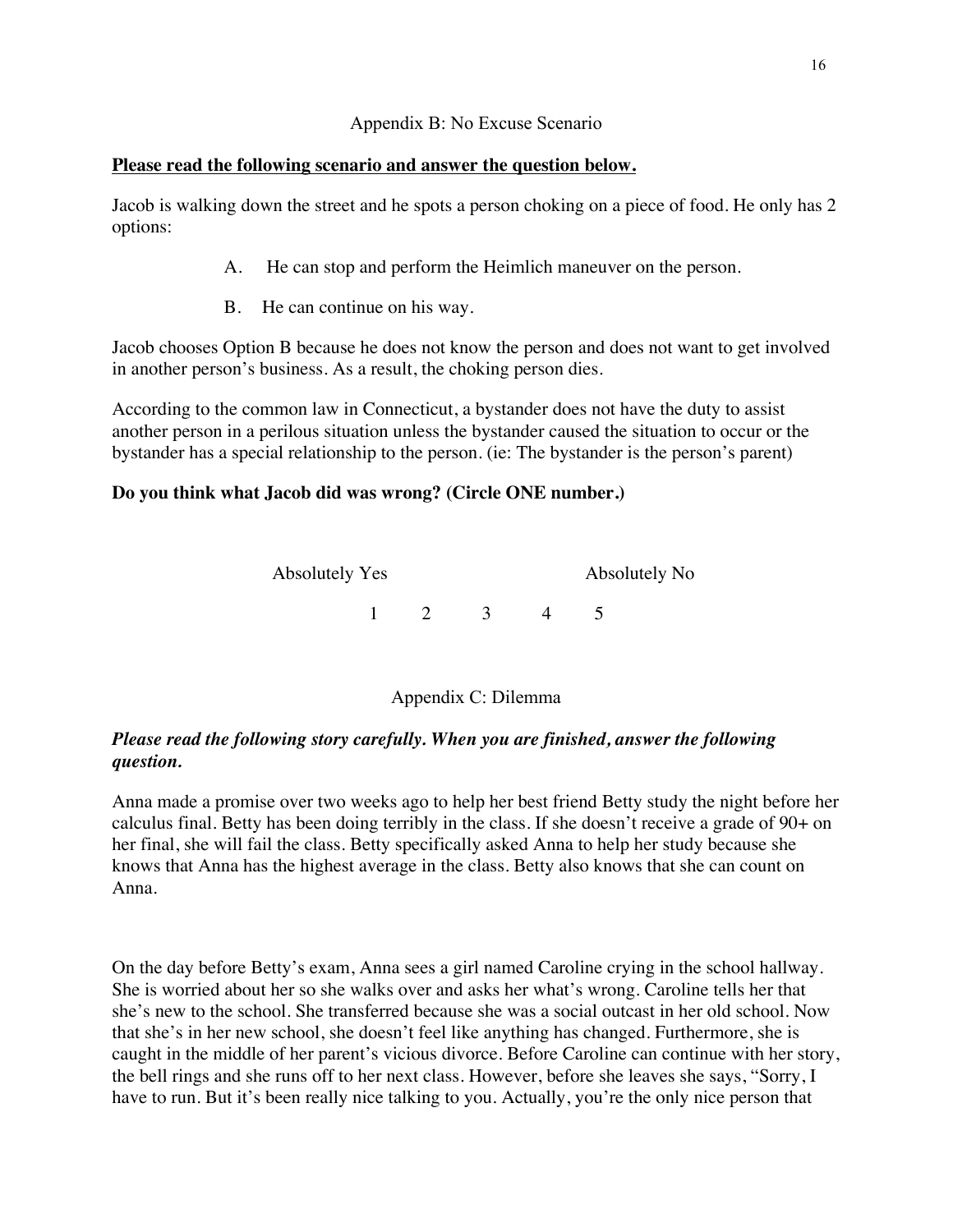## Appendix B: No Excuse Scenario

**Please read the following scenario and answer the question below.**

Jacob is walking down the street and he spots a person choking on a piece of food. He only has 2 options:

A. He can stop and perform the Heimlich maneuver on the person.

B. He can continue on his way.

Jacob chooses Option B because he does not know the person and does not want to get involved in another person's business. As a result, the choking person dies.

According to the common law in Connecticut, a bystander does not have the duty to assist another person in a perilous situation unless the bystander caused the situation to occur or the bystander has a special relationship to the person. (ie: The bystander is the person's parent)

**Do you think what Jacob did was wrong? (Circle ONE number.)**

Absolutely Yes                    Absolutely No

1    2    3    4    5

## Appendix C: Dilemma

***Please read the following story carefully. When you are finished, answer the following question.***

Anna made a promise over two weeks ago to help her best friend Betty study the night before her calculus final. Betty has been doing terribly in the class. If she doesn't receive a grade of 90+ on her final, she will fail the class. Betty specifically asked Anna to help her study because she knows that Anna has the highest average in the class. Betty also knows that she can count on Anna.

On the day before Betty's exam, Anna sees a girl named Caroline crying in the school hallway. She is worried about her so she walks over and asks her what's wrong. Caroline tells her that she's new to the school. She transferred because she was a social outcast in her old school. Now that she's in her new school, she doesn't feel like anything has changed. Furthermore, she is caught in the middle of her parent's vicious divorce. Before Caroline can continue with her story, the bell rings and she runs off to her next class. However, before she leaves she says, "Sorry, I have to run. But it's been really nice talking to you. Actually, you're the only nice person that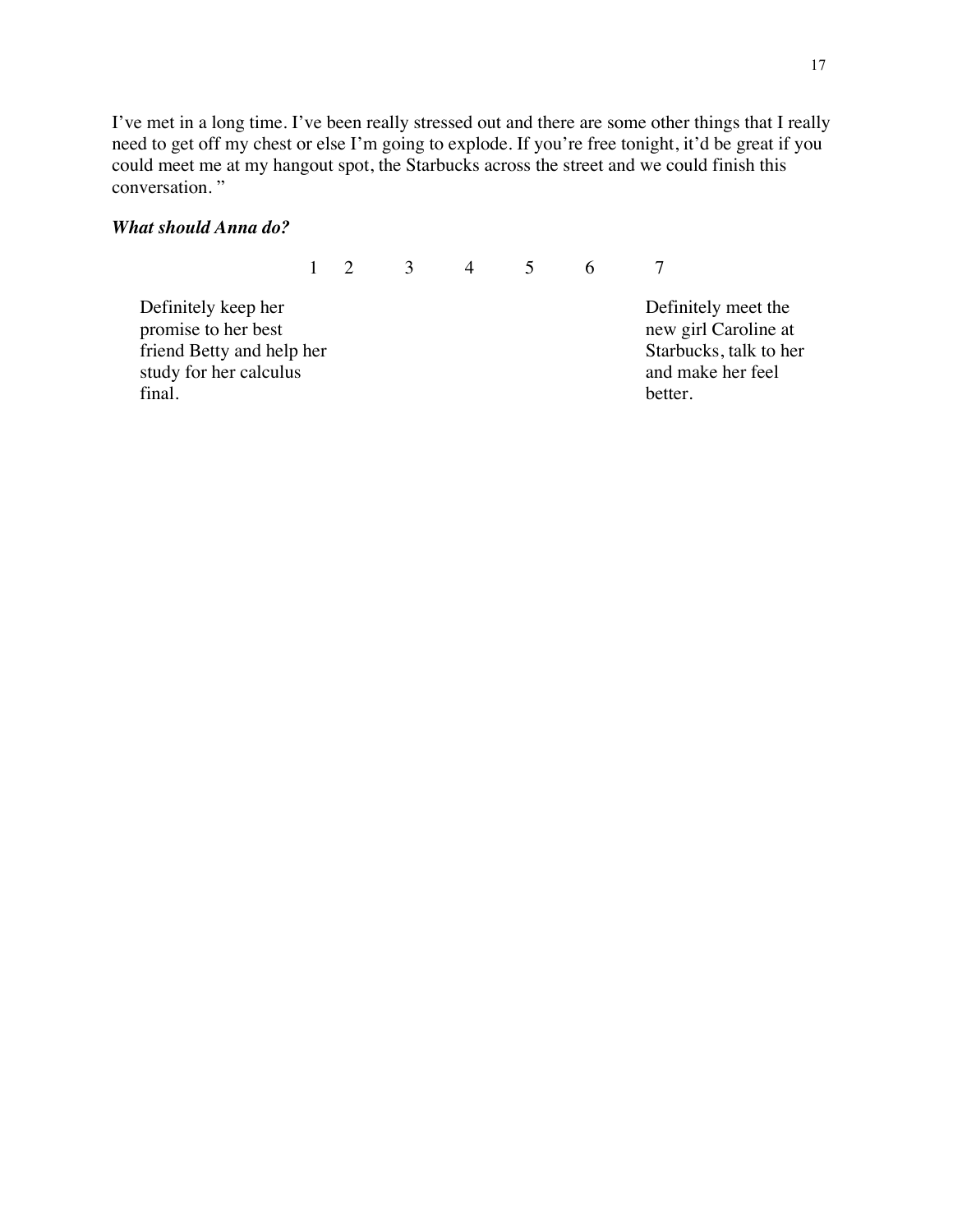I've met in a long time. I've been really stressed out and there are some other things that I really need to get off my chest or else I'm going to explode. If you're free tonight, it'd be great if you could meet me at my hangout spot, the Starbucks across the street and we could finish this conversation. "

***What should Anna do?***

| | | | | | | | | |
|---|---|---|---|---|---|---|---|---|
| Definitely keep her promise to her best friend Betty and help her study for her calculus final. | 1 | 2 | 3 | 4 | 5 | 6 | 7 | Definitely meet the new girl Caroline at Starbucks, talk to her and make her feel better. |